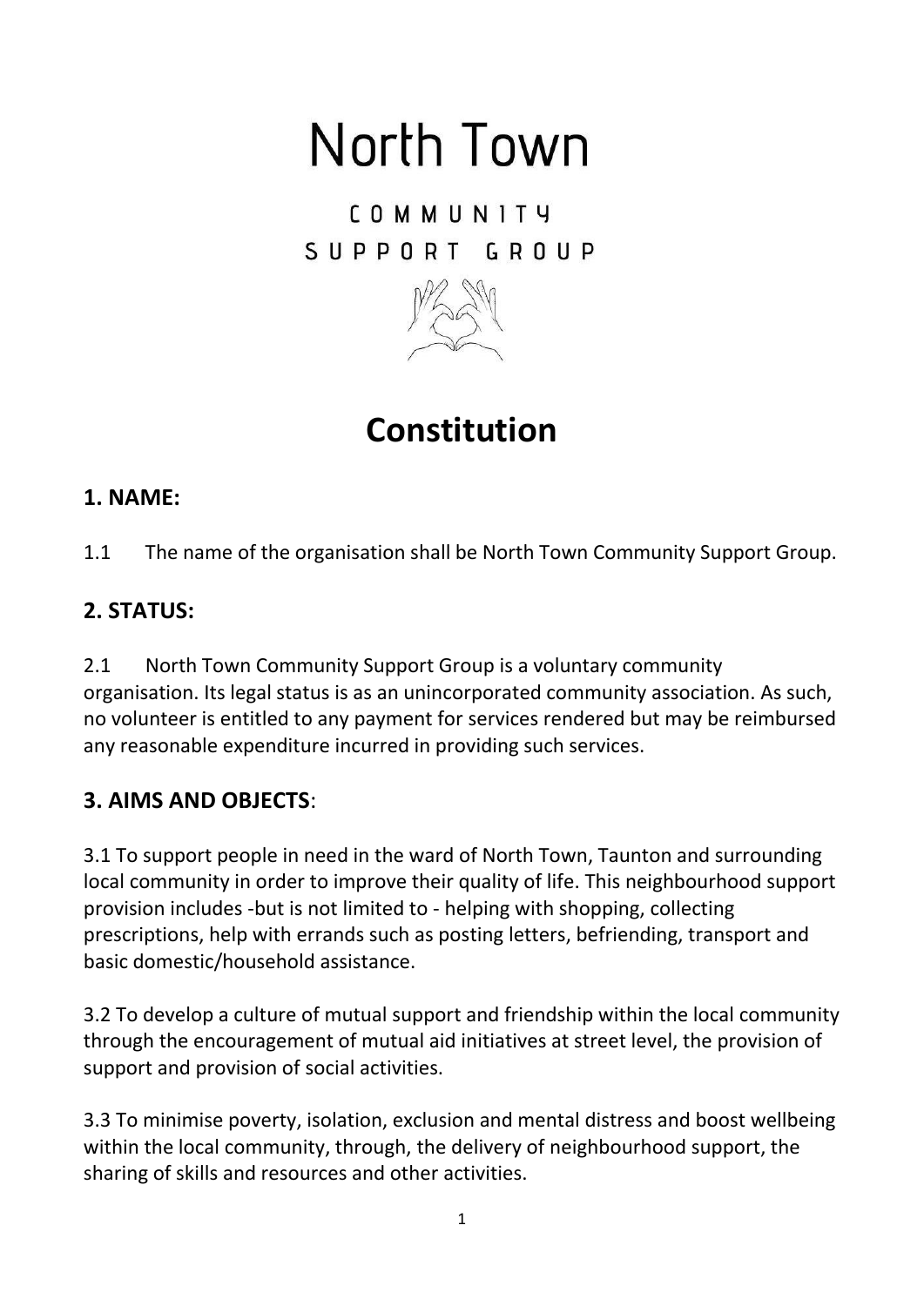# North Town

COMMUNITY
SUPPORT GROUP

# Constitution

## 1. NAME:

1.1 The name of the organisation shall be North Town Community Support Group.

## 2. STATUS:

2.1 North Town Community Support Group is a voluntary community organisation. Its legal status is as an unincorporated community association. As such, no volunteer is entitled to any payment for services rendered but may be reimbursed any reasonable expenditure incurred in providing such services.

## 3. AIMS AND OBJECTS:

3.1 To support people in need in the ward of North Town, Taunton and surrounding local community in order to improve their quality of life. This neighbourhood support provision includes -but is not limited to - helping with shopping, collecting prescriptions, help with errands such as posting letters, befriending, transport and basic domestic/household assistance.

3.2 To develop a culture of mutual support and friendship within the local community through the encouragement of mutual aid initiatives at street level, the provision of support and provision of social activities.

3.3 To minimise poverty, isolation, exclusion and mental distress and boost wellbeing within the local community, through, the delivery of neighbourhood support, the sharing of skills and resources and other activities.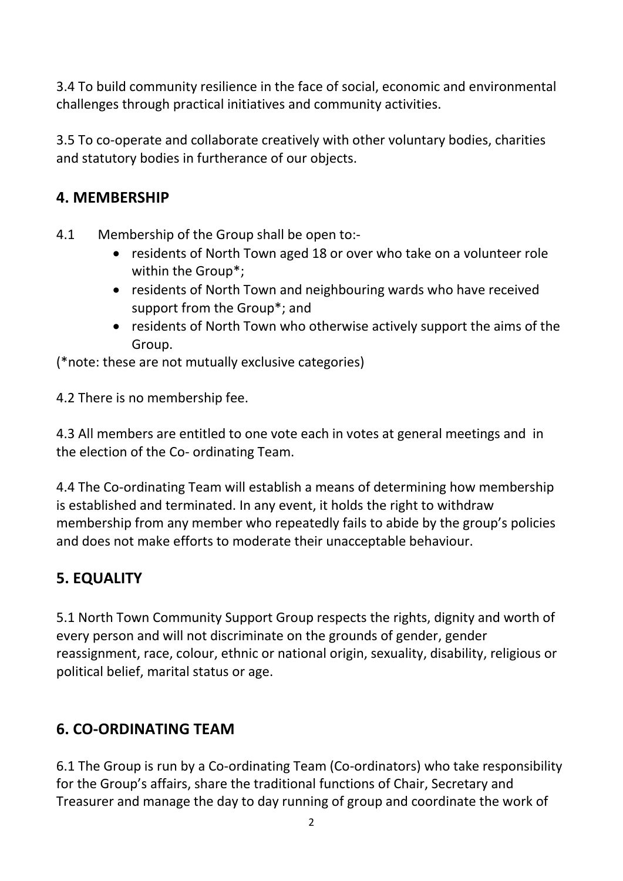3.4 To build community resilience in the face of social, economic and environmental challenges through practical initiatives and community activities.

3.5 To co-operate and collaborate creatively with other voluntary bodies, charities and statutory bodies in furtherance of our objects.

## 4. MEMBERSHIP

4.1 Membership of the Group shall be open to:-

- residents of North Town aged 18 or over who take on a volunteer role within the Group*;
- residents of North Town and neighbouring wards who have received support from the Group*; and
- residents of North Town who otherwise actively support the aims of the Group.

(*note: these are not mutually exclusive categories)

4.2 There is no membership fee.

4.3 All members are entitled to one vote each in votes at general meetings and in the election of the Co- ordinating Team.

4.4 The Co-ordinating Team will establish a means of determining how membership is established and terminated. In any event, it holds the right to withdraw membership from any member who repeatedly fails to abide by the group's policies and does not make efforts to moderate their unacceptable behaviour.

## 5. EQUALITY

5.1 North Town Community Support Group respects the rights, dignity and worth of every person and will not discriminate on the grounds of gender, gender reassignment, race, colour, ethnic or national origin, sexuality, disability, religious or political belief, marital status or age.

## 6. CO-ORDINATING TEAM

6.1 The Group is run by a Co-ordinating Team (Co-ordinators) who take responsibility for the Group's affairs, share the traditional functions of Chair, Secretary and Treasurer and manage the day to day running of group and coordinate the work of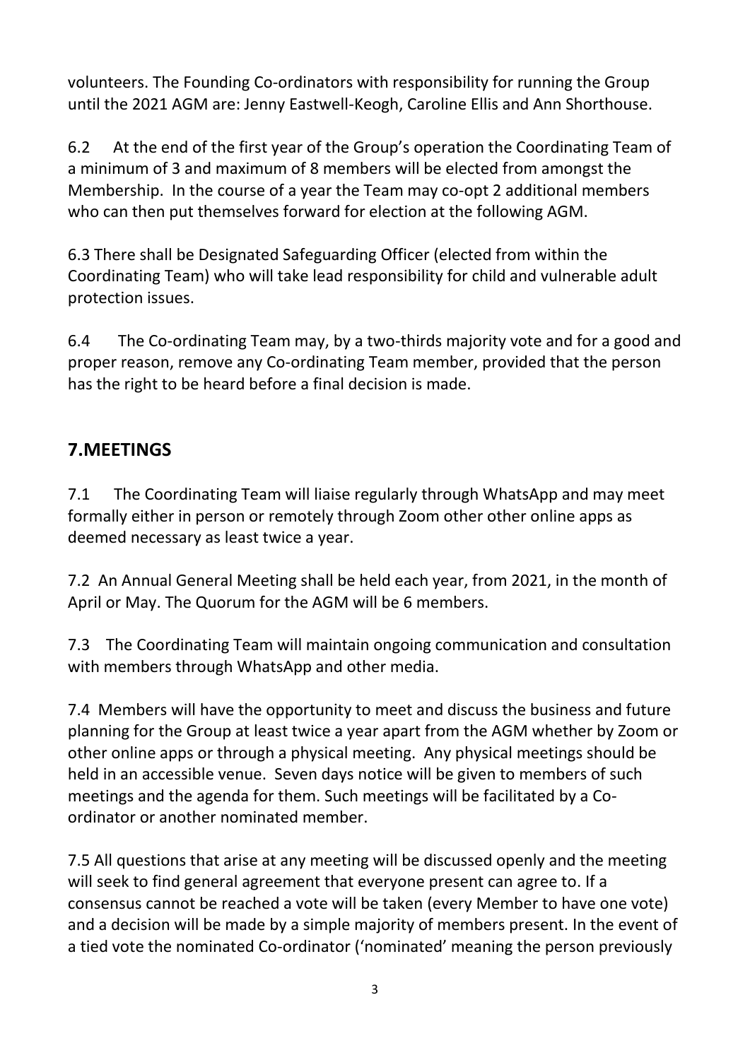volunteers. The Founding Co-ordinators with responsibility for running the Group until the 2021 AGM are: Jenny Eastwell-Keogh, Caroline Ellis and Ann Shorthouse.

6.2 At the end of the first year of the Group's operation the Coordinating Team of a minimum of 3 and maximum of 8 members will be elected from amongst the Membership. In the course of a year the Team may co-opt 2 additional members who can then put themselves forward for election at the following AGM.

6.3 There shall be Designated Safeguarding Officer (elected from within the Coordinating Team) who will take lead responsibility for child and vulnerable adult protection issues.

6.4 The Co-ordinating Team may, by a two-thirds majority vote and for a good and proper reason, remove any Co-ordinating Team member, provided that the person has the right to be heard before a final decision is made.

## 7.MEETINGS

7.1 The Coordinating Team will liaise regularly through WhatsApp and may meet formally either in person or remotely through Zoom other other online apps as deemed necessary as least twice a year.

7.2 An Annual General Meeting shall be held each year, from 2021, in the month of April or May. The Quorum for the AGM will be 6 members.

7.3 The Coordinating Team will maintain ongoing communication and consultation with members through WhatsApp and other media.

7.4 Members will have the opportunity to meet and discuss the business and future planning for the Group at least twice a year apart from the AGM whether by Zoom or other online apps or through a physical meeting. Any physical meetings should be held in an accessible venue. Seven days notice will be given to members of such meetings and the agenda for them. Such meetings will be facilitated by a Co-ordinator or another nominated member.

7.5 All questions that arise at any meeting will be discussed openly and the meeting will seek to find general agreement that everyone present can agree to. If a consensus cannot be reached a vote will be taken (every Member to have one vote) and a decision will be made by a simple majority of members present. In the event of a tied vote the nominated Co-ordinator ('nominated' meaning the person previously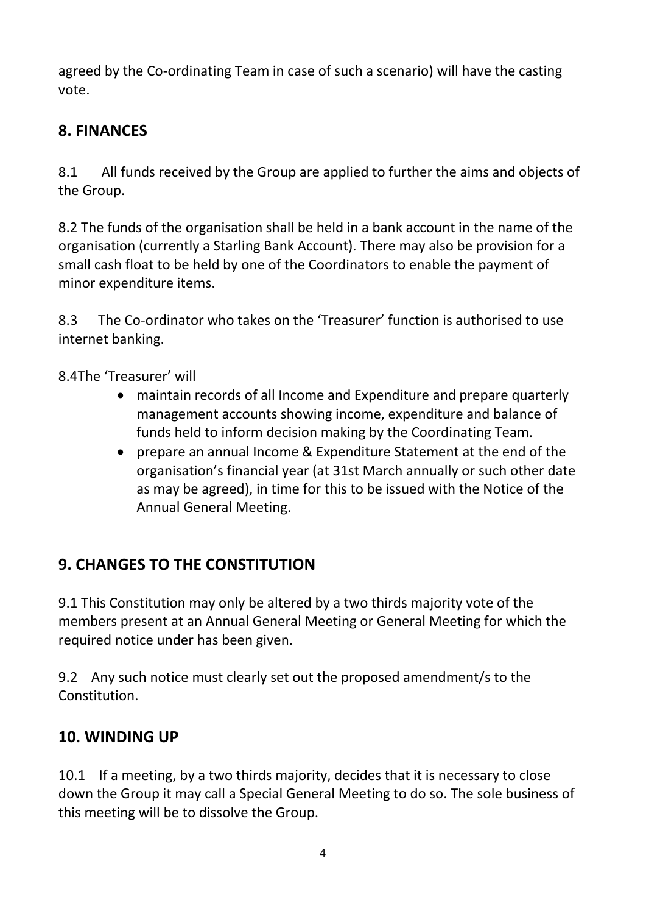agreed by the Co-ordinating Team in case of such a scenario) will have the casting vote.

## 8. FINANCES

8.1 All funds received by the Group are applied to further the aims and objects of the Group.

8.2 The funds of the organisation shall be held in a bank account in the name of the organisation (currently a Starling Bank Account). There may also be provision for a small cash float to be held by one of the Coordinators to enable the payment of minor expenditure items.

8.3 The Co-ordinator who takes on the 'Treasurer' function is authorised to use internet banking.

8.4The 'Treasurer' will

- maintain records of all Income and Expenditure and prepare quarterly management accounts showing income, expenditure and balance of funds held to inform decision making by the Coordinating Team.
- prepare an annual Income & Expenditure Statement at the end of the organisation's financial year (at 31st March annually or such other date as may be agreed), in time for this to be issued with the Notice of the Annual General Meeting.

## 9. CHANGES TO THE CONSTITUTION

9.1 This Constitution may only be altered by a two thirds majority vote of the members present at an Annual General Meeting or General Meeting for which the required notice under has been given.

9.2 Any such notice must clearly set out the proposed amendment/s to the Constitution.

## 10. WINDING UP

10.1 If a meeting, by a two thirds majority, decides that it is necessary to close down the Group it may call a Special General Meeting to do so. The sole business of this meeting will be to dissolve the Group.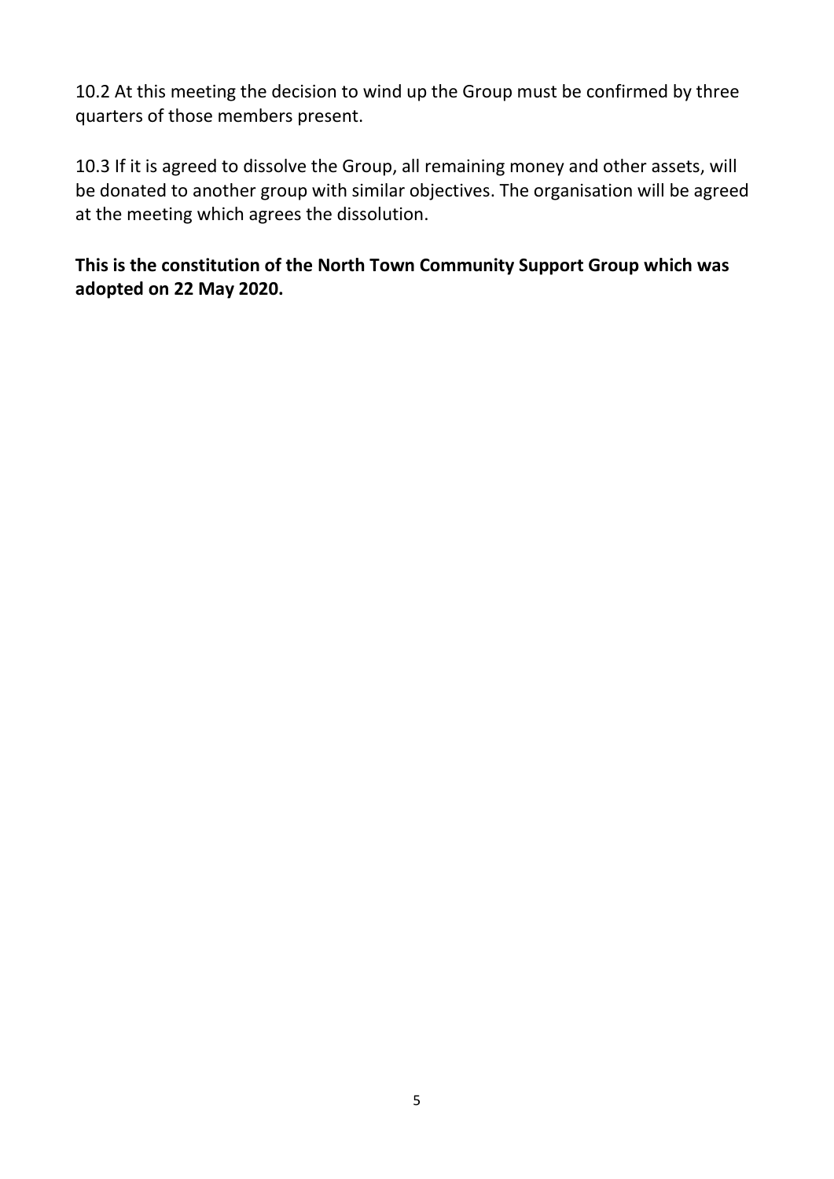10.2 At this meeting the decision to wind up the Group must be confirmed by three quarters of those members present.

10.3 If it is agreed to dissolve the Group, all remaining money and other assets, will be donated to another group with similar objectives. The organisation will be agreed at the meeting which agrees the dissolution.

**This is the constitution of the North Town Community Support Group which was adopted on 22 May 2020.**